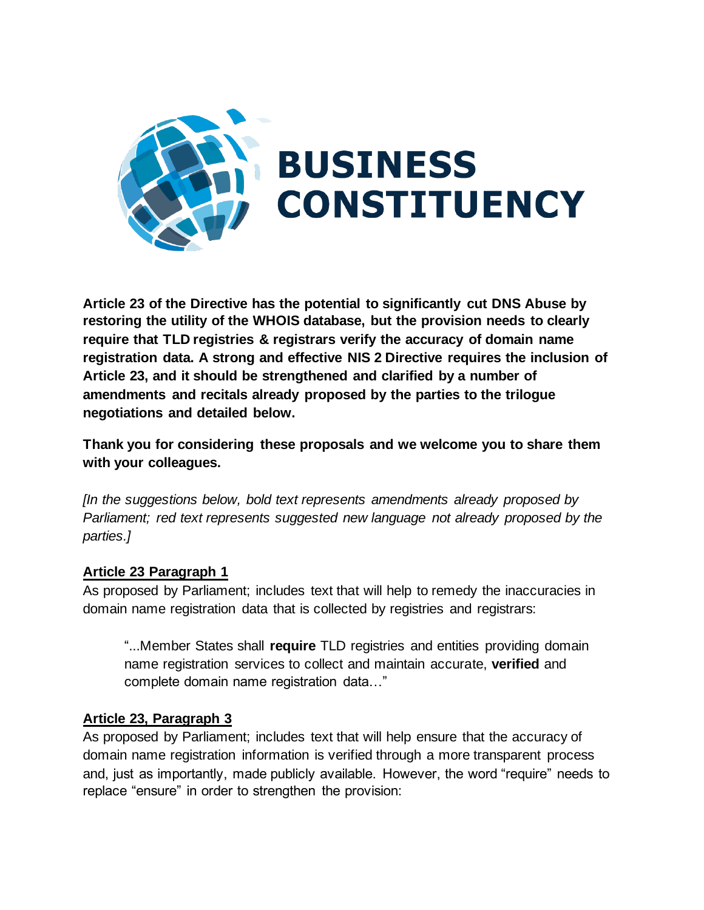# BUSINESS CONSTITUENCY

**Article 23 of the Directive has the potential to significantly cut DNS Abuse by restoring the utility of the WHOIS database, but the provision needs to clearly require that TLD registries & registrars verify the accuracy of domain name registration data. A strong and effective NIS 2 Directive requires the inclusion of Article 23, and it should be strengthened and clarified by a number of amendments and recitals already proposed by the parties to the trilogue negotiations and detailed below.**

**Thank you for considering these proposals and we welcome you to share them with your colleagues.**

*[In the suggestions below, bold text represents amendments already proposed by Parliament; red text represents suggested new language not already proposed by the parties.]*

**Article 23 Paragraph 1**

As proposed by Parliament; includes text that will help to remedy the inaccuracies in domain name registration data that is collected by registries and registrars:

> "...Member States shall **require** TLD registries and entities providing domain name registration services to collect and maintain accurate, **verified** and complete domain name registration data…"

**Article 23, Paragraph 3**

As proposed by Parliament; includes text that will help ensure that the accuracy of domain name registration information is verified through a more transparent process and, just as importantly, made publicly available. However, the word "require" needs to replace "ensure" in order to strengthen the provision: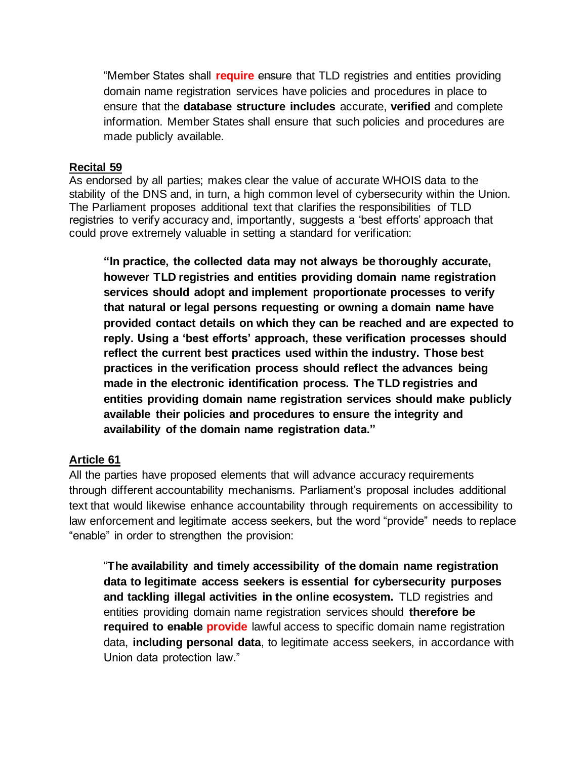"Member States shall **require** ~~ensure~~ that TLD registries and entities providing domain name registration services have policies and procedures in place to ensure that the **database structure includes** accurate, **verified** and complete information. Member States shall ensure that such policies and procedures are made publicly available.

**Recital 59**

As endorsed by all parties; makes clear the value of accurate WHOIS data to the stability of the DNS and, in turn, a high common level of cybersecurity within the Union. The Parliament proposes additional text that clarifies the responsibilities of TLD registries to verify accuracy and, importantly, suggests a 'best efforts' approach that could prove extremely valuable in setting a standard for verification:

> **"In practice, the collected data may not always be thoroughly accurate, however TLD registries and entities providing domain name registration services should adopt and implement proportionate processes to verify that natural or legal persons requesting or owning a domain name have provided contact details on which they can be reached and are expected to reply. Using a 'best efforts' approach, these verification processes should reflect the current best practices used within the industry. Those best practices in the verification process should reflect the advances being made in the electronic identification process. The TLD registries and entities providing domain name registration services should make publicly available their policies and procedures to ensure the integrity and availability of the domain name registration data."**

**Article 61**

All the parties have proposed elements that will advance accuracy requirements through different accountability mechanisms. Parliament's proposal includes additional text that would likewise enhance accountability through requirements on accessibility to law enforcement and legitimate access seekers, but the word "provide" needs to replace "enable" in order to strengthen the provision:

> "**The availability and timely accessibility of the domain name registration data to legitimate access seekers is essential for cybersecurity purposes and tackling illegal activities in the online ecosystem.** TLD registries and entities providing domain name registration services should **therefore be required to ~~enable~~ provide** lawful access to specific domain name registration data, **including personal data**, to legitimate access seekers, in accordance with Union data protection law."